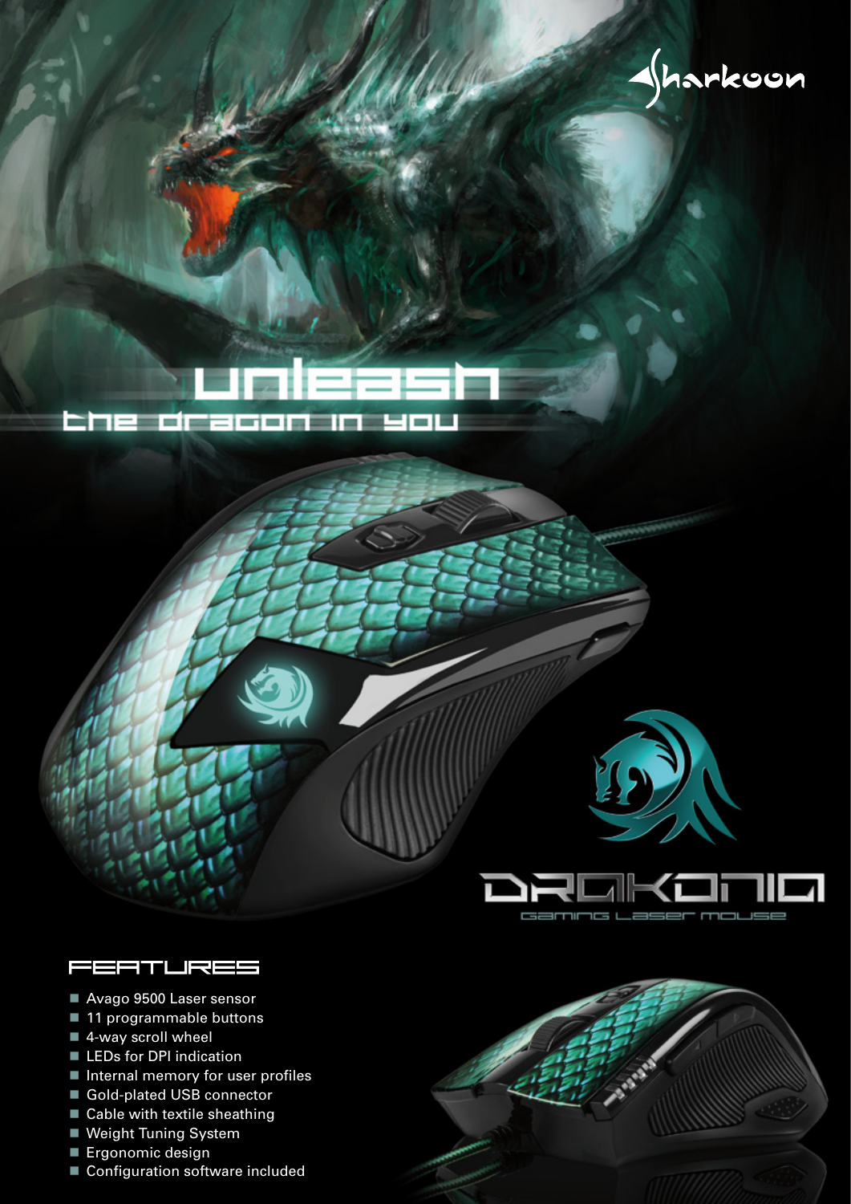Sharkoon

# unleash
## the dragon in you

# DRAKONIA
Gaming Laser Mouse

## FEATURES

- Avago 9500 Laser sensor
- 11 programmable buttons
- 4-way scroll wheel
- LEDs for DPI indication
- Internal memory for user profiles
- Gold-plated USB connector
- Cable with textile sheathing
- Weight Tuning System
- Ergonomic design
- Configuration software included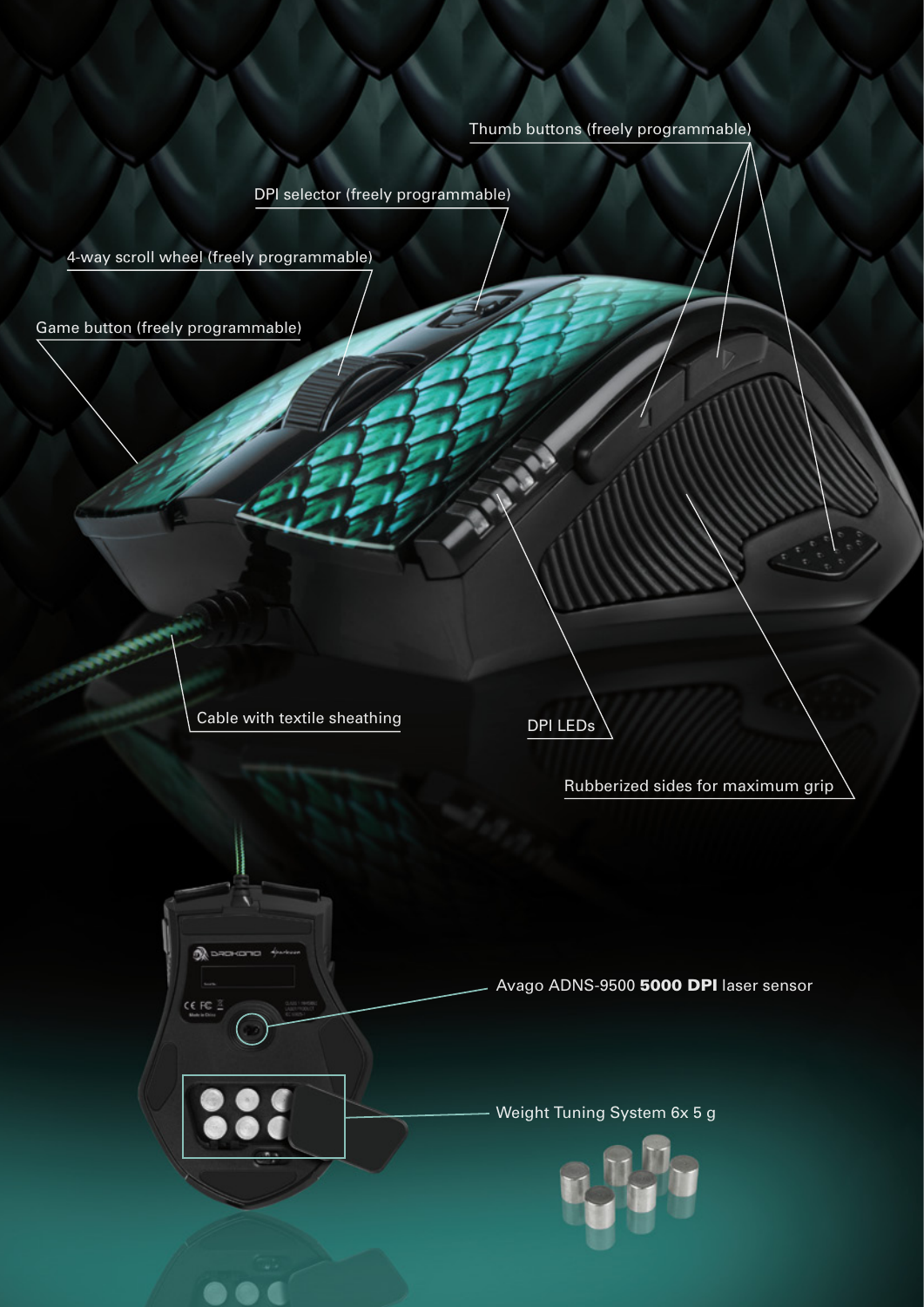Thumb buttons (freely programmable)

DPI selector (freely programmable)

4-way scroll wheel (freely programmable)

Game button (freely programmable)

Cable with textile sheathing

DPI LEDs

Rubberized sides for maximum grip

Avago ADNS-9500 **5000 DPI** laser sensor

Weight Tuning System 6x 5 g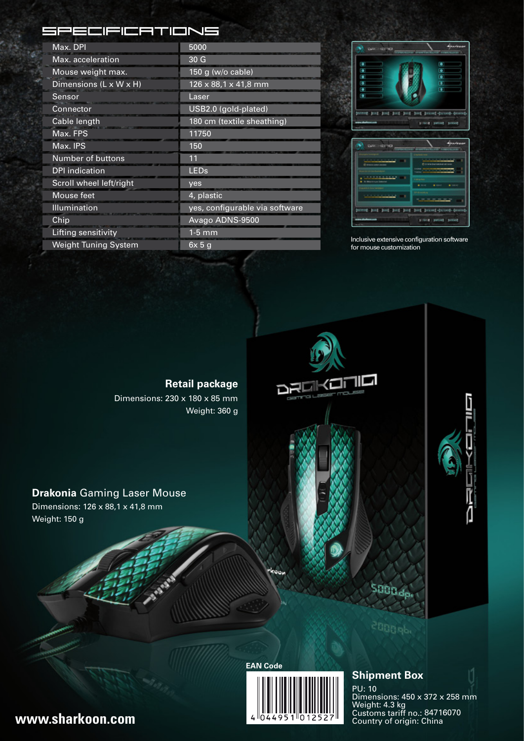# SPECIFICATIONS

| | |
|---|---|
| Max. DPI | 5000 |
| Max. acceleration | 30 G |
| Mouse weight max. | 150 g (w/o cable) |
| Dimensions (L x W x H) | 126 x 88,1 x 41,8 mm |
| Sensor | Laser |
| Connector | USB2.0 (gold-plated) |
| Cable length | 180 cm (textile sheathing) |
| Max. FPS | 11750 |
| Max. IPS | 150 |
| Number of buttons | 11 |
| DPI indication | LEDs |
| Scroll wheel left/right | yes |
| Mouse feet | 4, plastic |
| Illumination | yes, configurable via software |
| Chip | Avago ADNS-9500 |
| Lifting sensitivity | 1-5 mm |
| Weight Tuning System | 6x 5 g |

Inclusive extensive configuration software for mouse customization

**Retail package**
Dimensions: 230 x 180 x 85 mm
Weight: 360 g

**Drakonia** Gaming Laser Mouse
Dimensions: 126 x 88,1 x 41,8 mm
Weight: 150 g

**EAN Code**

4 044951 012527

**Shipment Box**
PU: 10
Dimensions: 450 x 372 x 258 mm
Weight: 4.3 kg
Customs tariff no.: 84716070
Country of origin: China

**www.sharkoon.com**